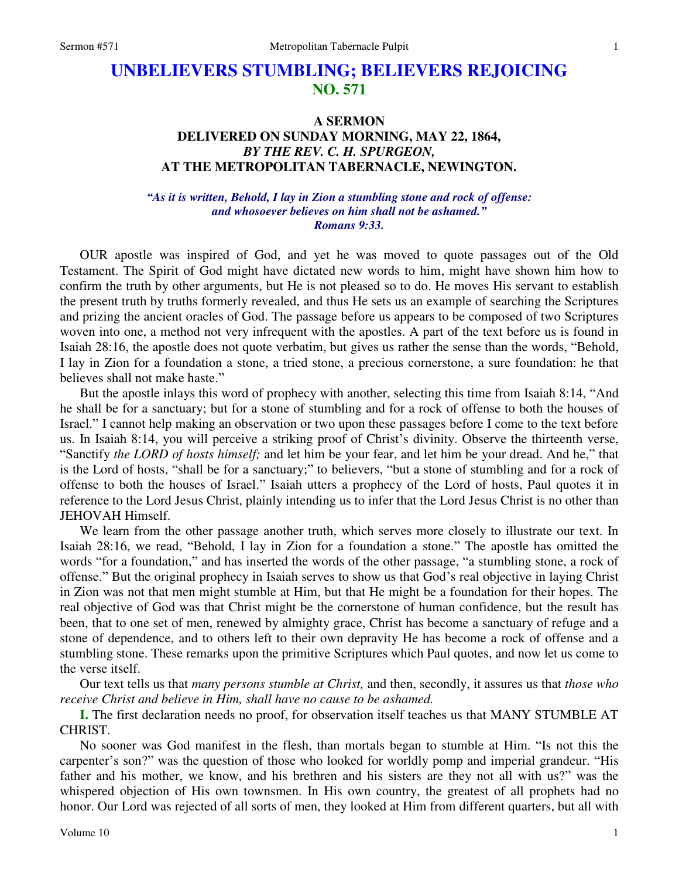# UNBELIEVERS STUMBLING; BELIEVERS REJOICING
## NO. 571

### A SERMON DELIVERED ON SUNDAY MORNING, MAY 22, 1864, *BY THE REV. C. H. SPURGEON,* AT THE METROPOLITAN TABERNACLE, NEWINGTON.

***"As it is written, Behold, I lay in Zion a stumbling stone and rock of offense: and whosoever believes on him shall not be ashamed." Romans 9:33.***

OUR apostle was inspired of God, and yet he was moved to quote passages out of the Old Testament. The Spirit of God might have dictated new words to him, might have shown him how to confirm the truth by other arguments, but He is not pleased so to do. He moves His servant to establish the present truth by truths formerly revealed, and thus He sets us an example of searching the Scriptures and prizing the ancient oracles of God. The passage before us appears to be composed of two Scriptures woven into one, a method not very infrequent with the apostles. A part of the text before us is found in Isaiah 28:16, the apostle does not quote verbatim, but gives us rather the sense than the words, "Behold, I lay in Zion for a foundation a stone, a tried stone, a precious cornerstone, a sure foundation: he that believes shall not make haste."

But the apostle inlays this word of prophecy with another, selecting this time from Isaiah 8:14, "And he shall be for a sanctuary; but for a stone of stumbling and for a rock of offense to both the houses of Israel." I cannot help making an observation or two upon these passages before I come to the text before us. In Isaiah 8:14, you will perceive a striking proof of Christ's divinity. Observe the thirteenth verse, "Sanctify *the LORD of hosts himself;* and let him be your fear, and let him be your dread. And he," that is the Lord of hosts, "shall be for a sanctuary;" to believers, "but a stone of stumbling and for a rock of offense to both the houses of Israel." Isaiah utters a prophecy of the Lord of hosts, Paul quotes it in reference to the Lord Jesus Christ, plainly intending us to infer that the Lord Jesus Christ is no other than JEHOVAH Himself.

We learn from the other passage another truth, which serves more closely to illustrate our text. In Isaiah 28:16, we read, "Behold, I lay in Zion for a foundation a stone." The apostle has omitted the words "for a foundation," and has inserted the words of the other passage, "a stumbling stone, a rock of offense." But the original prophecy in Isaiah serves to show us that God's real objective in laying Christ in Zion was not that men might stumble at Him, but that He might be a foundation for their hopes. The real objective of God was that Christ might be the cornerstone of human confidence, but the result has been, that to one set of men, renewed by almighty grace, Christ has become a sanctuary of refuge and a stone of dependence, and to others left to their own depravity He has become a rock of offense and a stumbling stone. These remarks upon the primitive Scriptures which Paul quotes, and now let us come to the verse itself.

Our text tells us that *many persons stumble at Christ,* and then, secondly, it assures us that *those who receive Christ and believe in Him, shall have no cause to be ashamed.*

**I.** The first declaration needs no proof, for observation itself teaches us that MANY STUMBLE AT CHRIST.

No sooner was God manifest in the flesh, than mortals began to stumble at Him. "Is not this the carpenter's son?" was the question of those who looked for worldly pomp and imperial grandeur. "His father and his mother, we know, and his brethren and his sisters are they not all with us?" was the whispered objection of His own townsmen. In His own country, the greatest of all prophets had no honor. Our Lord was rejected of all sorts of men, they looked at Him from different quarters, but all with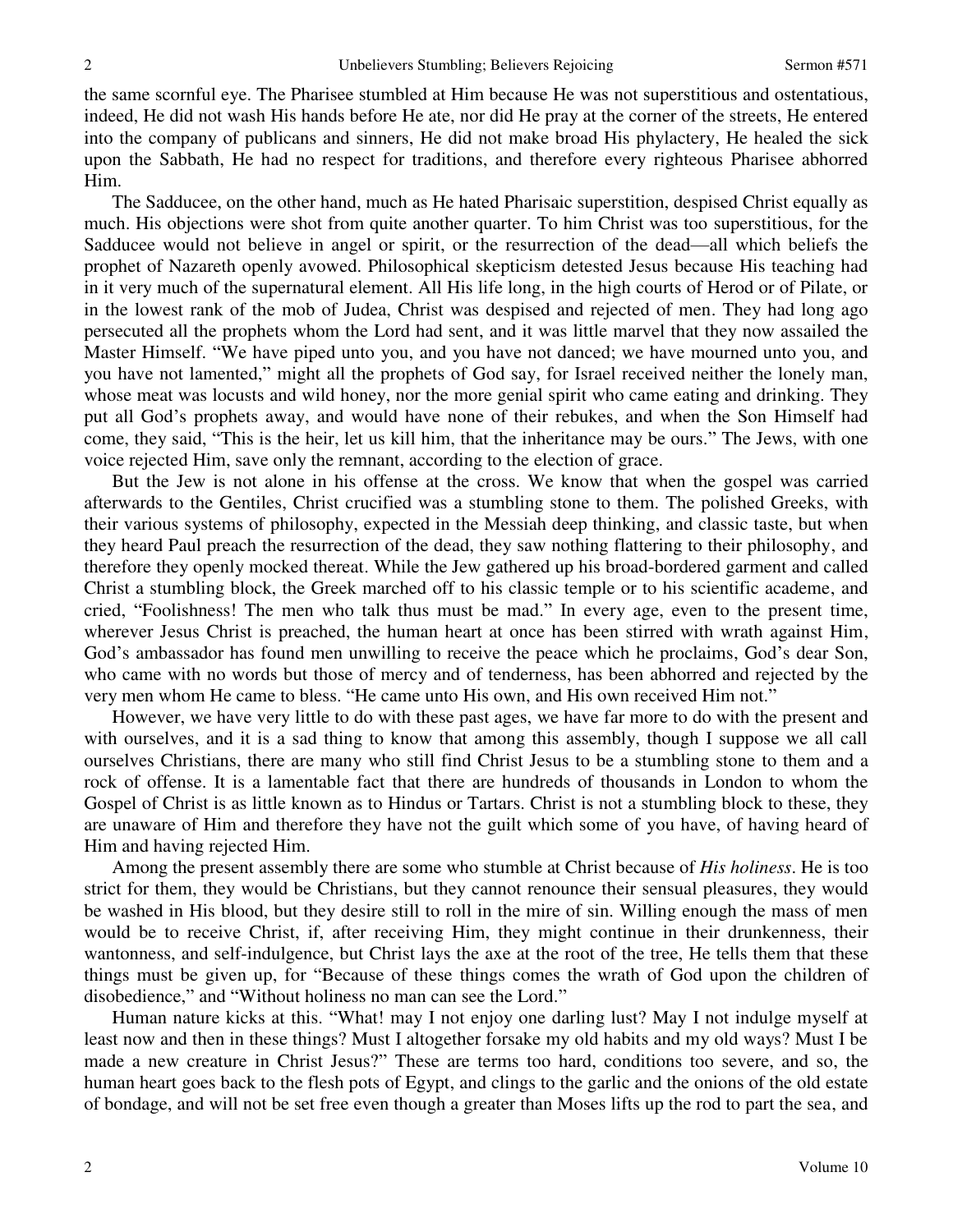the same scornful eye. The Pharisee stumbled at Him because He was not superstitious and ostentatious, indeed, He did not wash His hands before He ate, nor did He pray at the corner of the streets, He entered into the company of publicans and sinners, He did not make broad His phylactery, He healed the sick upon the Sabbath, He had no respect for traditions, and therefore every righteous Pharisee abhorred Him.

The Sadducee, on the other hand, much as He hated Pharisaic superstition, despised Christ equally as much. His objections were shot from quite another quarter. To him Christ was too superstitious, for the Sadducee would not believe in angel or spirit, or the resurrection of the dead—all which beliefs the prophet of Nazareth openly avowed. Philosophical skepticism detested Jesus because His teaching had in it very much of the supernatural element. All His life long, in the high courts of Herod or of Pilate, or in the lowest rank of the mob of Judea, Christ was despised and rejected of men. They had long ago persecuted all the prophets whom the Lord had sent, and it was little marvel that they now assailed the Master Himself. "We have piped unto you, and you have not danced; we have mourned unto you, and you have not lamented," might all the prophets of God say, for Israel received neither the lonely man, whose meat was locusts and wild honey, nor the more genial spirit who came eating and drinking. They put all God's prophets away, and would have none of their rebukes, and when the Son Himself had come, they said, "This is the heir, let us kill him, that the inheritance may be ours." The Jews, with one voice rejected Him, save only the remnant, according to the election of grace.

But the Jew is not alone in his offense at the cross. We know that when the gospel was carried afterwards to the Gentiles, Christ crucified was a stumbling stone to them. The polished Greeks, with their various systems of philosophy, expected in the Messiah deep thinking, and classic taste, but when they heard Paul preach the resurrection of the dead, they saw nothing flattering to their philosophy, and therefore they openly mocked thereat. While the Jew gathered up his broad-bordered garment and called Christ a stumbling block, the Greek marched off to his classic temple or to his scientific academe, and cried, "Foolishness! The men who talk thus must be mad." In every age, even to the present time, wherever Jesus Christ is preached, the human heart at once has been stirred with wrath against Him, God's ambassador has found men unwilling to receive the peace which he proclaims, God's dear Son, who came with no words but those of mercy and of tenderness, has been abhorred and rejected by the very men whom He came to bless. "He came unto His own, and His own received Him not."

However, we have very little to do with these past ages, we have far more to do with the present and with ourselves, and it is a sad thing to know that among this assembly, though I suppose we all call ourselves Christians, there are many who still find Christ Jesus to be a stumbling stone to them and a rock of offense. It is a lamentable fact that there are hundreds of thousands in London to whom the Gospel of Christ is as little known as to Hindus or Tartars. Christ is not a stumbling block to these, they are unaware of Him and therefore they have not the guilt which some of you have, of having heard of Him and having rejected Him.

Among the present assembly there are some who stumble at Christ because of *His holiness*. He is too strict for them, they would be Christians, but they cannot renounce their sensual pleasures, they would be washed in His blood, but they desire still to roll in the mire of sin. Willing enough the mass of men would be to receive Christ, if, after receiving Him, they might continue in their drunkenness, their wantonness, and self-indulgence, but Christ lays the axe at the root of the tree, He tells them that these things must be given up, for "Because of these things comes the wrath of God upon the children of disobedience," and "Without holiness no man can see the Lord."

Human nature kicks at this. "What! may I not enjoy one darling lust? May I not indulge myself at least now and then in these things? Must I altogether forsake my old habits and my old ways? Must I be made a new creature in Christ Jesus?" These are terms too hard, conditions too severe, and so, the human heart goes back to the flesh pots of Egypt, and clings to the garlic and the onions of the old estate of bondage, and will not be set free even though a greater than Moses lifts up the rod to part the sea, and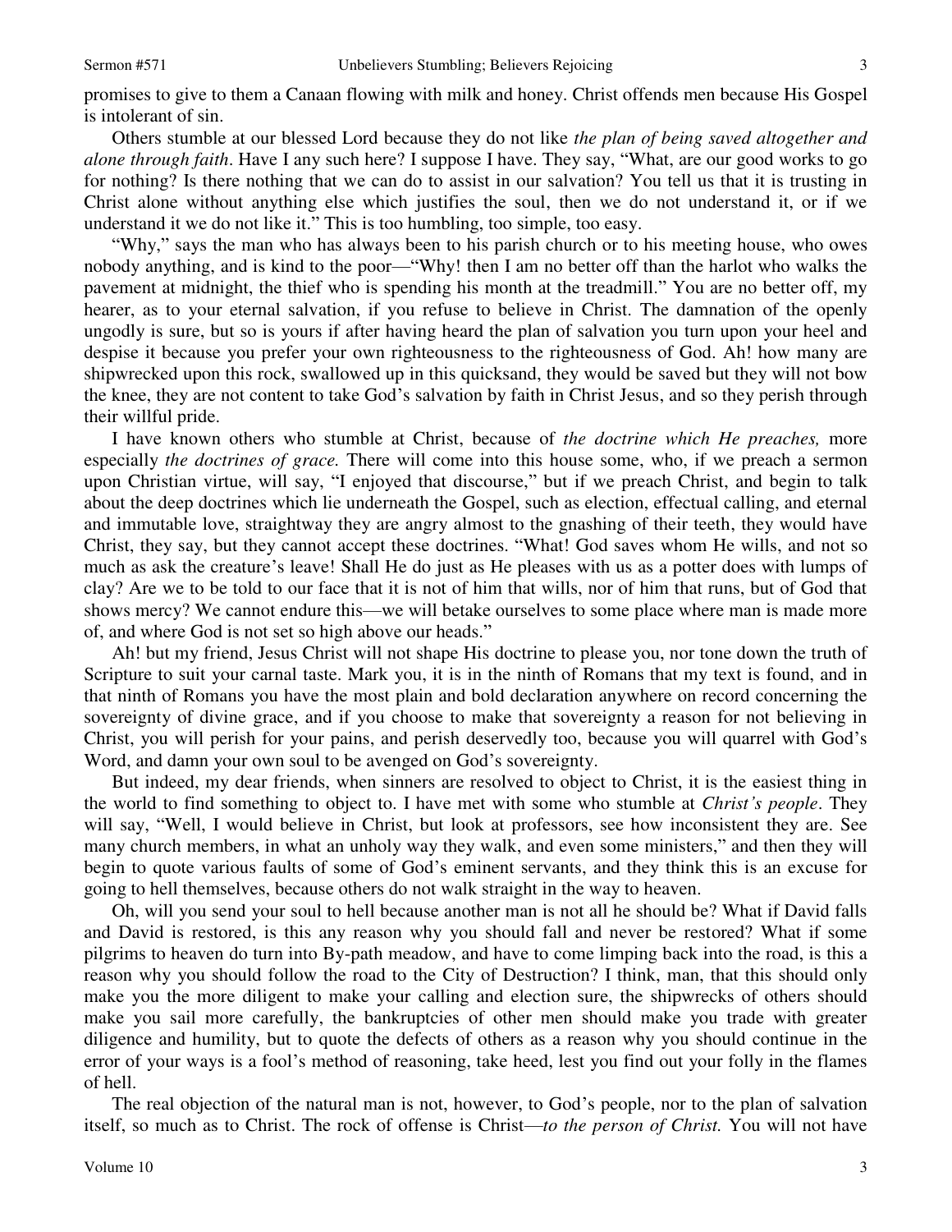promises to give to them a Canaan flowing with milk and honey. Christ offends men because His Gospel is intolerant of sin.

Others stumble at our blessed Lord because they do not like *the plan of being saved altogether and alone through faith*. Have I any such here? I suppose I have. They say, "What, are our good works to go for nothing? Is there nothing that we can do to assist in our salvation? You tell us that it is trusting in Christ alone without anything else which justifies the soul, then we do not understand it, or if we understand it we do not like it." This is too humbling, too simple, too easy.

"Why," says the man who has always been to his parish church or to his meeting house, who owes nobody anything, and is kind to the poor—"Why! then I am no better off than the harlot who walks the pavement at midnight, the thief who is spending his month at the treadmill." You are no better off, my hearer, as to your eternal salvation, if you refuse to believe in Christ. The damnation of the openly ungodly is sure, but so is yours if after having heard the plan of salvation you turn upon your heel and despise it because you prefer your own righteousness to the righteousness of God. Ah! how many are shipwrecked upon this rock, swallowed up in this quicksand, they would be saved but they will not bow the knee, they are not content to take God's salvation by faith in Christ Jesus, and so they perish through their willful pride.

I have known others who stumble at Christ, because of *the doctrine which He preaches,* more especially *the doctrines of grace.* There will come into this house some, who, if we preach a sermon upon Christian virtue, will say, "I enjoyed that discourse," but if we preach Christ, and begin to talk about the deep doctrines which lie underneath the Gospel, such as election, effectual calling, and eternal and immutable love, straightway they are angry almost to the gnashing of their teeth, they would have Christ, they say, but they cannot accept these doctrines. "What! God saves whom He wills, and not so much as ask the creature's leave! Shall He do just as He pleases with us as a potter does with lumps of clay? Are we to be told to our face that it is not of him that wills, nor of him that runs, but of God that shows mercy? We cannot endure this—we will betake ourselves to some place where man is made more of, and where God is not set so high above our heads."

Ah! but my friend, Jesus Christ will not shape His doctrine to please you, nor tone down the truth of Scripture to suit your carnal taste. Mark you, it is in the ninth of Romans that my text is found, and in that ninth of Romans you have the most plain and bold declaration anywhere on record concerning the sovereignty of divine grace, and if you choose to make that sovereignty a reason for not believing in Christ, you will perish for your pains, and perish deservedly too, because you will quarrel with God's Word, and damn your own soul to be avenged on God's sovereignty.

But indeed, my dear friends, when sinners are resolved to object to Christ, it is the easiest thing in the world to find something to object to. I have met with some who stumble at *Christ's people*. They will say, "Well, I would believe in Christ, but look at professors, see how inconsistent they are. See many church members, in what an unholy way they walk, and even some ministers," and then they will begin to quote various faults of some of God's eminent servants, and they think this is an excuse for going to hell themselves, because others do not walk straight in the way to heaven.

Oh, will you send your soul to hell because another man is not all he should be? What if David falls and David is restored, is this any reason why you should fall and never be restored? What if some pilgrims to heaven do turn into By-path meadow, and have to come limping back into the road, is this a reason why you should follow the road to the City of Destruction? I think, man, that this should only make you the more diligent to make your calling and election sure, the shipwrecks of others should make you sail more carefully, the bankruptcies of other men should make you trade with greater diligence and humility, but to quote the defects of others as a reason why you should continue in the error of your ways is a fool's method of reasoning, take heed, lest you find out your folly in the flames of hell.

The real objection of the natural man is not, however, to God's people, nor to the plan of salvation itself, so much as to Christ. The rock of offense is Christ—*to the person of Christ.* You will not have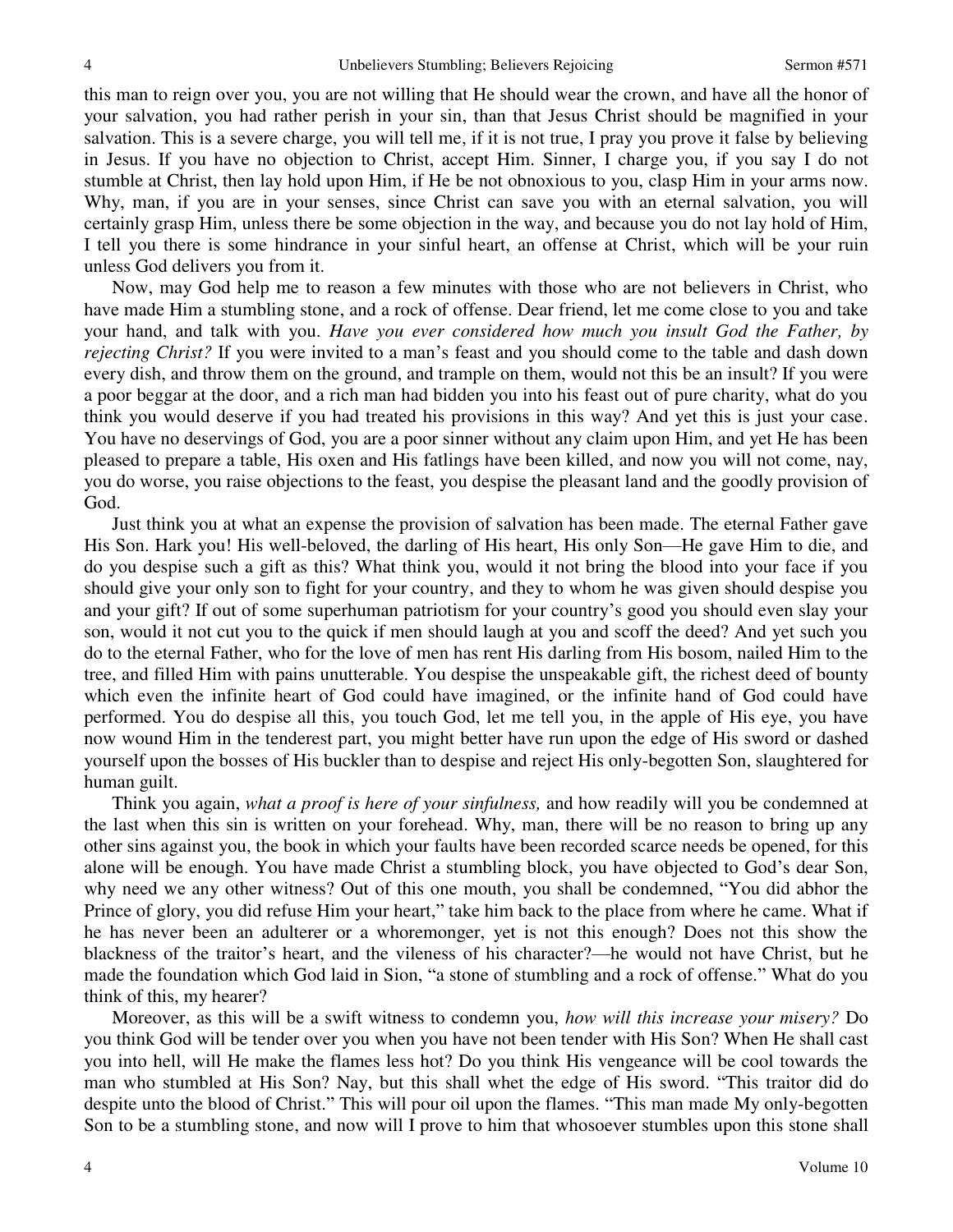this man to reign over you, you are not willing that He should wear the crown, and have all the honor of your salvation, you had rather perish in your sin, than that Jesus Christ should be magnified in your salvation. This is a severe charge, you will tell me, if it is not true, I pray you prove it false by believing in Jesus. If you have no objection to Christ, accept Him. Sinner, I charge you, if you say I do not stumble at Christ, then lay hold upon Him, if He be not obnoxious to you, clasp Him in your arms now. Why, man, if you are in your senses, since Christ can save you with an eternal salvation, you will certainly grasp Him, unless there be some objection in the way, and because you do not lay hold of Him, I tell you there is some hindrance in your sinful heart, an offense at Christ, which will be your ruin unless God delivers you from it.

Now, may God help me to reason a few minutes with those who are not believers in Christ, who have made Him a stumbling stone, and a rock of offense. Dear friend, let me come close to you and take your hand, and talk with you. *Have you ever considered how much you insult God the Father, by rejecting Christ?* If you were invited to a man's feast and you should come to the table and dash down every dish, and throw them on the ground, and trample on them, would not this be an insult? If you were a poor beggar at the door, and a rich man had bidden you into his feast out of pure charity, what do you think you would deserve if you had treated his provisions in this way? And yet this is just your case. You have no deservings of God, you are a poor sinner without any claim upon Him, and yet He has been pleased to prepare a table, His oxen and His fatlings have been killed, and now you will not come, nay, you do worse, you raise objections to the feast, you despise the pleasant land and the goodly provision of God.

Just think you at what an expense the provision of salvation has been made. The eternal Father gave His Son. Hark you! His well-beloved, the darling of His heart, His only Son—He gave Him to die, and do you despise such a gift as this? What think you, would it not bring the blood into your face if you should give your only son to fight for your country, and they to whom he was given should despise you and your gift? If out of some superhuman patriotism for your country's good you should even slay your son, would it not cut you to the quick if men should laugh at you and scoff the deed? And yet such you do to the eternal Father, who for the love of men has rent His darling from His bosom, nailed Him to the tree, and filled Him with pains unutterable. You despise the unspeakable gift, the richest deed of bounty which even the infinite heart of God could have imagined, or the infinite hand of God could have performed. You do despise all this, you touch God, let me tell you, in the apple of His eye, you have now wound Him in the tenderest part, you might better have run upon the edge of His sword or dashed yourself upon the bosses of His buckler than to despise and reject His only-begotten Son, slaughtered for human guilt.

Think you again, *what a proof is here of your sinfulness,* and how readily will you be condemned at the last when this sin is written on your forehead. Why, man, there will be no reason to bring up any other sins against you, the book in which your faults have been recorded scarce needs be opened, for this alone will be enough. You have made Christ a stumbling block, you have objected to God's dear Son, why need we any other witness? Out of this one mouth, you shall be condemned, "You did abhor the Prince of glory, you did refuse Him your heart," take him back to the place from where he came. What if he has never been an adulterer or a whoremonger, yet is not this enough? Does not this show the blackness of the traitor's heart, and the vileness of his character?—he would not have Christ, but he made the foundation which God laid in Sion, "a stone of stumbling and a rock of offense." What do you think of this, my hearer?

Moreover, as this will be a swift witness to condemn you, *how will this increase your misery?* Do you think God will be tender over you when you have not been tender with His Son? When He shall cast you into hell, will He make the flames less hot? Do you think His vengeance will be cool towards the man who stumbled at His Son? Nay, but this shall whet the edge of His sword. "This traitor did do despite unto the blood of Christ." This will pour oil upon the flames. "This man made My only-begotten Son to be a stumbling stone, and now will I prove to him that whosoever stumbles upon this stone shall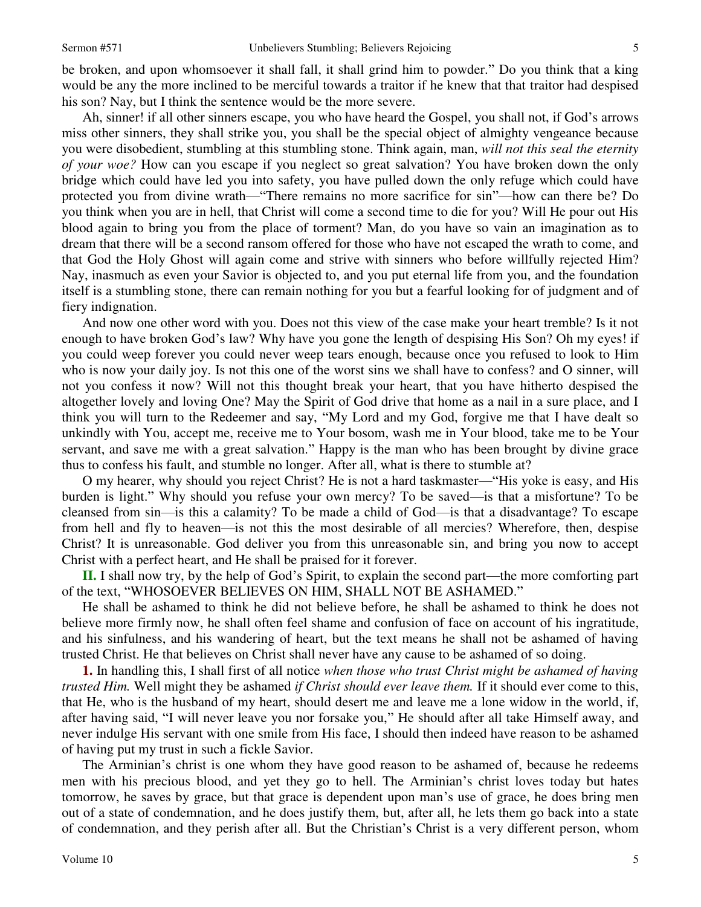be broken, and upon whomsoever it shall fall, it shall grind him to powder." Do you think that a king would be any the more inclined to be merciful towards a traitor if he knew that that traitor had despised his son? Nay, but I think the sentence would be the more severe.

Ah, sinner! if all other sinners escape, you who have heard the Gospel, you shall not, if God's arrows miss other sinners, they shall strike you, you shall be the special object of almighty vengeance because you were disobedient, stumbling at this stumbling stone. Think again, man, *will not this seal the eternity of your woe?* How can you escape if you neglect so great salvation? You have broken down the only bridge which could have led you into safety, you have pulled down the only refuge which could have protected you from divine wrath—"There remains no more sacrifice for sin"—how can there be? Do you think when you are in hell, that Christ will come a second time to die for you? Will He pour out His blood again to bring you from the place of torment? Man, do you have so vain an imagination as to dream that there will be a second ransom offered for those who have not escaped the wrath to come, and that God the Holy Ghost will again come and strive with sinners who before willfully rejected Him? Nay, inasmuch as even your Savior is objected to, and you put eternal life from you, and the foundation itself is a stumbling stone, there can remain nothing for you but a fearful looking for of judgment and of fiery indignation.

And now one other word with you. Does not this view of the case make your heart tremble? Is it not enough to have broken God's law? Why have you gone the length of despising His Son? Oh my eyes! if you could weep forever you could never weep tears enough, because once you refused to look to Him who is now your daily joy. Is not this one of the worst sins we shall have to confess? and O sinner, will not you confess it now? Will not this thought break your heart, that you have hitherto despised the altogether lovely and loving One? May the Spirit of God drive that home as a nail in a sure place, and I think you will turn to the Redeemer and say, "My Lord and my God, forgive me that I have dealt so unkindly with You, accept me, receive me to Your bosom, wash me in Your blood, take me to be Your servant, and save me with a great salvation." Happy is the man who has been brought by divine grace thus to confess his fault, and stumble no longer. After all, what is there to stumble at?

O my hearer, why should you reject Christ? He is not a hard taskmaster—"His yoke is easy, and His burden is light." Why should you refuse your own mercy? To be saved—is that a misfortune? To be cleansed from sin—is this a calamity? To be made a child of God—is that a disadvantage? To escape from hell and fly to heaven—is not this the most desirable of all mercies? Wherefore, then, despise Christ? It is unreasonable. God deliver you from this unreasonable sin, and bring you now to accept Christ with a perfect heart, and He shall be praised for it forever.

**II.** I shall now try, by the help of God's Spirit, to explain the second part—the more comforting part of the text, "WHOSOEVER BELIEVES ON HIM, SHALL NOT BE ASHAMED."

He shall be ashamed to think he did not believe before, he shall be ashamed to think he does not believe more firmly now, he shall often feel shame and confusion of face on account of his ingratitude, and his sinfulness, and his wandering of heart, but the text means he shall not be ashamed of having trusted Christ. He that believes on Christ shall never have any cause to be ashamed of so doing.

**1.** In handling this, I shall first of all notice *when those who trust Christ might be ashamed of having trusted Him.* Well might they be ashamed *if Christ should ever leave them.* If it should ever come to this, that He, who is the husband of my heart, should desert me and leave me a lone widow in the world, if, after having said, "I will never leave you nor forsake you," He should after all take Himself away, and never indulge His servant with one smile from His face, I should then indeed have reason to be ashamed of having put my trust in such a fickle Savior.

The Arminian's christ is one whom they have good reason to be ashamed of, because he redeems men with his precious blood, and yet they go to hell. The Arminian's christ loves today but hates tomorrow, he saves by grace, but that grace is dependent upon man's use of grace, he does bring men out of a state of condemnation, and he does justify them, but, after all, he lets them go back into a state of condemnation, and they perish after all. But the Christian's Christ is a very different person, whom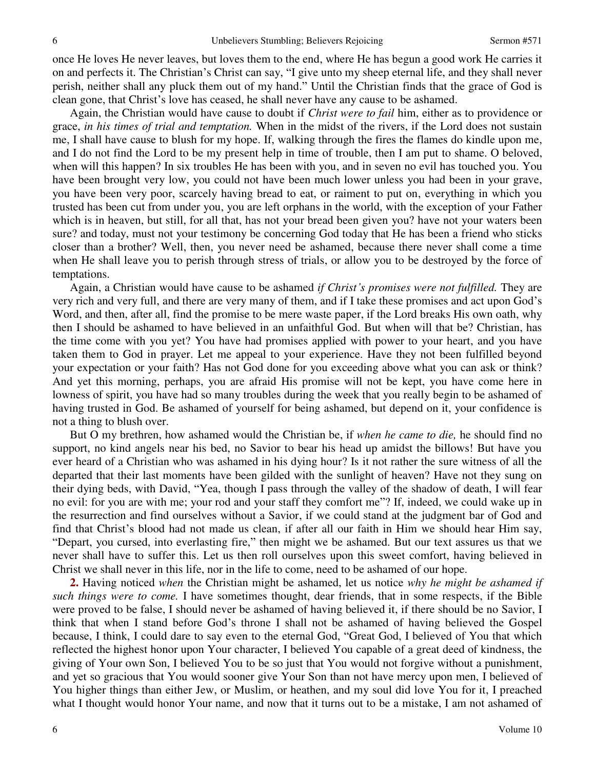once He loves He never leaves, but loves them to the end, where He has begun a good work He carries it on and perfects it. The Christian's Christ can say, "I give unto my sheep eternal life, and they shall never perish, neither shall any pluck them out of my hand." Until the Christian finds that the grace of God is clean gone, that Christ's love has ceased, he shall never have any cause to be ashamed.

Again, the Christian would have cause to doubt if *Christ were to fail* him, either as to providence or grace, *in his times of trial and temptation.* When in the midst of the rivers, if the Lord does not sustain me, I shall have cause to blush for my hope. If, walking through the fires the flames do kindle upon me, and I do not find the Lord to be my present help in time of trouble, then I am put to shame. O beloved, when will this happen? In six troubles He has been with you, and in seven no evil has touched you. You have been brought very low, you could not have been much lower unless you had been in your grave, you have been very poor, scarcely having bread to eat, or raiment to put on, everything in which you trusted has been cut from under you, you are left orphans in the world, with the exception of your Father which is in heaven, but still, for all that, has not your bread been given you? have not your waters been sure? and today, must not your testimony be concerning God today that He has been a friend who sticks closer than a brother? Well, then, you never need be ashamed, because there never shall come a time when He shall leave you to perish through stress of trials, or allow you to be destroyed by the force of temptations.

Again, a Christian would have cause to be ashamed *if Christ's promises were not fulfilled.* They are very rich and very full, and there are very many of them, and if I take these promises and act upon God's Word, and then, after all, find the promise to be mere waste paper, if the Lord breaks His own oath, why then I should be ashamed to have believed in an unfaithful God. But when will that be? Christian, has the time come with you yet? You have had promises applied with power to your heart, and you have taken them to God in prayer. Let me appeal to your experience. Have they not been fulfilled beyond your expectation or your faith? Has not God done for you exceeding above what you can ask or think? And yet this morning, perhaps, you are afraid His promise will not be kept, you have come here in lowness of spirit, you have had so many troubles during the week that you really begin to be ashamed of having trusted in God. Be ashamed of yourself for being ashamed, but depend on it, your confidence is not a thing to blush over.

But O my brethren, how ashamed would the Christian be, if *when he came to die,* he should find no support, no kind angels near his bed, no Savior to bear his head up amidst the billows! But have you ever heard of a Christian who was ashamed in his dying hour? Is it not rather the sure witness of all the departed that their last moments have been gilded with the sunlight of heaven? Have not they sung on their dying beds, with David, "Yea, though I pass through the valley of the shadow of death, I will fear no evil: for you are with me; your rod and your staff they comfort me"? If, indeed, we could wake up in the resurrection and find ourselves without a Savior, if we could stand at the judgment bar of God and find that Christ's blood had not made us clean, if after all our faith in Him we should hear Him say, "Depart, you cursed, into everlasting fire," then might we be ashamed. But our text assures us that we never shall have to suffer this. Let us then roll ourselves upon this sweet comfort, having believed in Christ we shall never in this life, nor in the life to come, need to be ashamed of our hope.

**2.** Having noticed *when* the Christian might be ashamed, let us notice *why he might be ashamed if such things were to come.* I have sometimes thought, dear friends, that in some respects, if the Bible were proved to be false, I should never be ashamed of having believed it, if there should be no Savior, I think that when I stand before God's throne I shall not be ashamed of having believed the Gospel because, I think, I could dare to say even to the eternal God, "Great God, I believed of You that which reflected the highest honor upon Your character, I believed You capable of a great deed of kindness, the giving of Your own Son, I believed You to be so just that You would not forgive without a punishment, and yet so gracious that You would sooner give Your Son than not have mercy upon men, I believed of You higher things than either Jew, or Muslim, or heathen, and my soul did love You for it, I preached what I thought would honor Your name, and now that it turns out to be a mistake, I am not ashamed of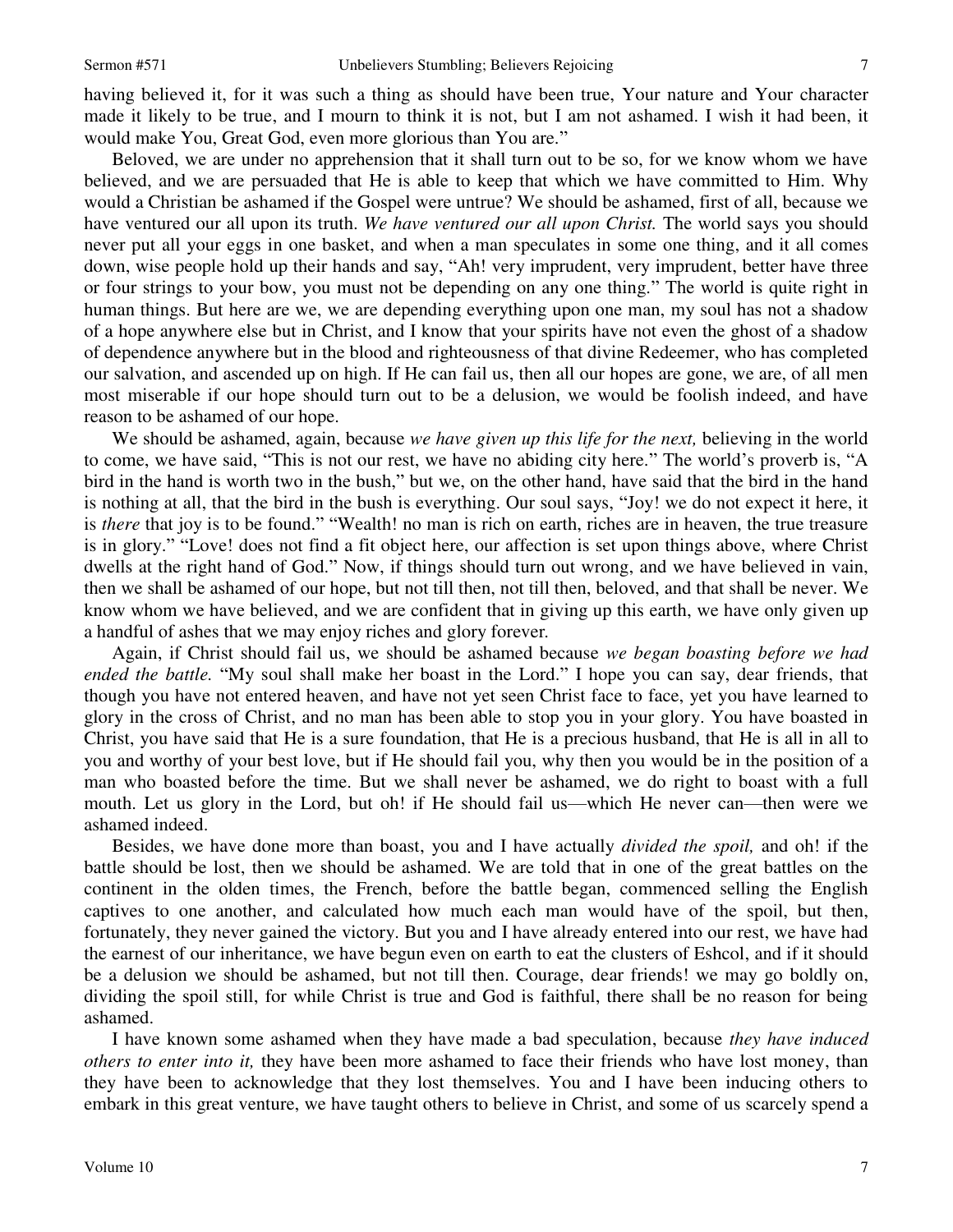having believed it, for it was such a thing as should have been true, Your nature and Your character made it likely to be true, and I mourn to think it is not, but I am not ashamed. I wish it had been, it would make You, Great God, even more glorious than You are."

Beloved, we are under no apprehension that it shall turn out to be so, for we know whom we have believed, and we are persuaded that He is able to keep that which we have committed to Him. Why would a Christian be ashamed if the Gospel were untrue? We should be ashamed, first of all, because we have ventured our all upon its truth. *We have ventured our all upon Christ.* The world says you should never put all your eggs in one basket, and when a man speculates in some one thing, and it all comes down, wise people hold up their hands and say, "Ah! very imprudent, very imprudent, better have three or four strings to your bow, you must not be depending on any one thing." The world is quite right in human things. But here are we, we are depending everything upon one man, my soul has not a shadow of a hope anywhere else but in Christ, and I know that your spirits have not even the ghost of a shadow of dependence anywhere but in the blood and righteousness of that divine Redeemer, who has completed our salvation, and ascended up on high. If He can fail us, then all our hopes are gone, we are, of all men most miserable if our hope should turn out to be a delusion, we would be foolish indeed, and have reason to be ashamed of our hope.

We should be ashamed, again, because *we have given up this life for the next,* believing in the world to come, we have said, "This is not our rest, we have no abiding city here." The world's proverb is, "A bird in the hand is worth two in the bush," but we, on the other hand, have said that the bird in the hand is nothing at all, that the bird in the bush is everything. Our soul says, "Joy! we do not expect it here, it is *there* that joy is to be found." "Wealth! no man is rich on earth, riches are in heaven, the true treasure is in glory." "Love! does not find a fit object here, our affection is set upon things above, where Christ dwells at the right hand of God." Now, if things should turn out wrong, and we have believed in vain, then we shall be ashamed of our hope, but not till then, not till then, beloved, and that shall be never. We know whom we have believed, and we are confident that in giving up this earth, we have only given up a handful of ashes that we may enjoy riches and glory forever.

Again, if Christ should fail us, we should be ashamed because *we began boasting before we had ended the battle.* "My soul shall make her boast in the Lord." I hope you can say, dear friends, that though you have not entered heaven, and have not yet seen Christ face to face, yet you have learned to glory in the cross of Christ, and no man has been able to stop you in your glory. You have boasted in Christ, you have said that He is a sure foundation, that He is a precious husband, that He is all in all to you and worthy of your best love, but if He should fail you, why then you would be in the position of a man who boasted before the time. But we shall never be ashamed, we do right to boast with a full mouth. Let us glory in the Lord, but oh! if He should fail us—which He never can—then were we ashamed indeed.

Besides, we have done more than boast, you and I have actually *divided the spoil,* and oh! if the battle should be lost, then we should be ashamed. We are told that in one of the great battles on the continent in the olden times, the French, before the battle began, commenced selling the English captives to one another, and calculated how much each man would have of the spoil, but then, fortunately, they never gained the victory. But you and I have already entered into our rest, we have had the earnest of our inheritance, we have begun even on earth to eat the clusters of Eshcol, and if it should be a delusion we should be ashamed, but not till then. Courage, dear friends! we may go boldly on, dividing the spoil still, for while Christ is true and God is faithful, there shall be no reason for being ashamed.

I have known some ashamed when they have made a bad speculation, because *they have induced others to enter into it,* they have been more ashamed to face their friends who have lost money, than they have been to acknowledge that they lost themselves. You and I have been inducing others to embark in this great venture, we have taught others to believe in Christ, and some of us scarcely spend a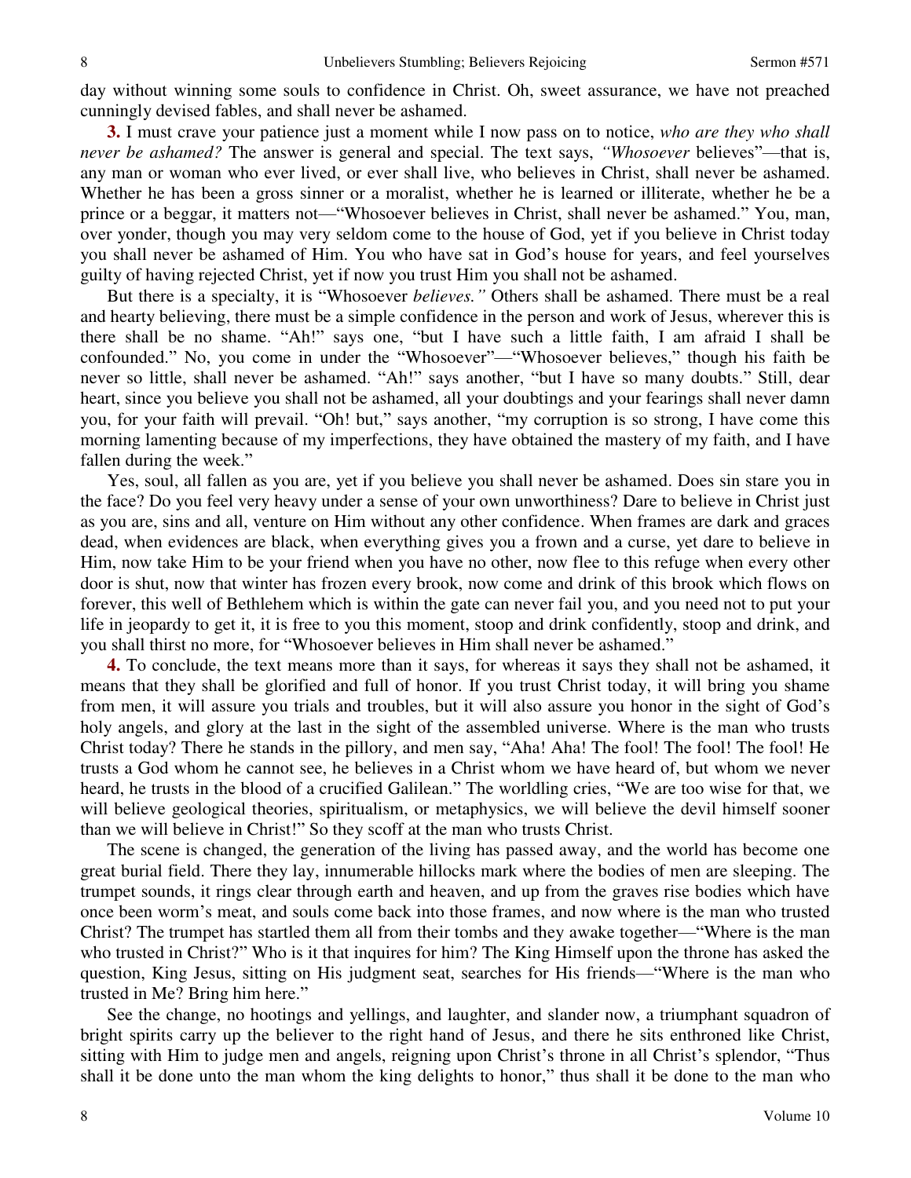day without winning some souls to confidence in Christ. Oh, sweet assurance, we have not preached cunningly devised fables, and shall never be ashamed.

**3.** I must crave your patience just a moment while I now pass on to notice, *who are they who shall never be ashamed?* The answer is general and special. The text says, *"Whosoever* believes"—that is, any man or woman who ever lived, or ever shall live, who believes in Christ, shall never be ashamed. Whether he has been a gross sinner or a moralist, whether he is learned or illiterate, whether he be a prince or a beggar, it matters not—"Whosoever believes in Christ, shall never be ashamed." You, man, over yonder, though you may very seldom come to the house of God, yet if you believe in Christ today you shall never be ashamed of Him. You who have sat in God's house for years, and feel yourselves guilty of having rejected Christ, yet if now you trust Him you shall not be ashamed.

But there is a specialty, it is "Whosoever *believes."* Others shall be ashamed. There must be a real and hearty believing, there must be a simple confidence in the person and work of Jesus, wherever this is there shall be no shame. "Ah!" says one, "but I have such a little faith, I am afraid I shall be confounded." No, you come in under the "Whosoever"—"Whosoever believes," though his faith be never so little, shall never be ashamed. "Ah!" says another, "but I have so many doubts." Still, dear heart, since you believe you shall not be ashamed, all your doubtings and your fearings shall never damn you, for your faith will prevail. "Oh! but," says another, "my corruption is so strong, I have come this morning lamenting because of my imperfections, they have obtained the mastery of my faith, and I have fallen during the week."

Yes, soul, all fallen as you are, yet if you believe you shall never be ashamed. Does sin stare you in the face? Do you feel very heavy under a sense of your own unworthiness? Dare to believe in Christ just as you are, sins and all, venture on Him without any other confidence. When frames are dark and graces dead, when evidences are black, when everything gives you a frown and a curse, yet dare to believe in Him, now take Him to be your friend when you have no other, now flee to this refuge when every other door is shut, now that winter has frozen every brook, now come and drink of this brook which flows on forever, this well of Bethlehem which is within the gate can never fail you, and you need not to put your life in jeopardy to get it, it is free to you this moment, stoop and drink confidently, stoop and drink, and you shall thirst no more, for "Whosoever believes in Him shall never be ashamed."

**4.** To conclude, the text means more than it says, for whereas it says they shall not be ashamed, it means that they shall be glorified and full of honor. If you trust Christ today, it will bring you shame from men, it will assure you trials and troubles, but it will also assure you honor in the sight of God's holy angels, and glory at the last in the sight of the assembled universe. Where is the man who trusts Christ today? There he stands in the pillory, and men say, "Aha! Aha! The fool! The fool! The fool! He trusts a God whom he cannot see, he believes in a Christ whom we have heard of, but whom we never heard, he trusts in the blood of a crucified Galilean." The worldling cries, "We are too wise for that, we will believe geological theories, spiritualism, or metaphysics, we will believe the devil himself sooner than we will believe in Christ!" So they scoff at the man who trusts Christ.

The scene is changed, the generation of the living has passed away, and the world has become one great burial field. There they lay, innumerable hillocks mark where the bodies of men are sleeping. The trumpet sounds, it rings clear through earth and heaven, and up from the graves rise bodies which have once been worm's meat, and souls come back into those frames, and now where is the man who trusted Christ? The trumpet has startled them all from their tombs and they awake together—"Where is the man who trusted in Christ?" Who is it that inquires for him? The King Himself upon the throne has asked the question, King Jesus, sitting on His judgment seat, searches for His friends—"Where is the man who trusted in Me? Bring him here."

See the change, no hootings and yellings, and laughter, and slander now, a triumphant squadron of bright spirits carry up the believer to the right hand of Jesus, and there he sits enthroned like Christ, sitting with Him to judge men and angels, reigning upon Christ's throne in all Christ's splendor, "Thus shall it be done unto the man whom the king delights to honor," thus shall it be done to the man who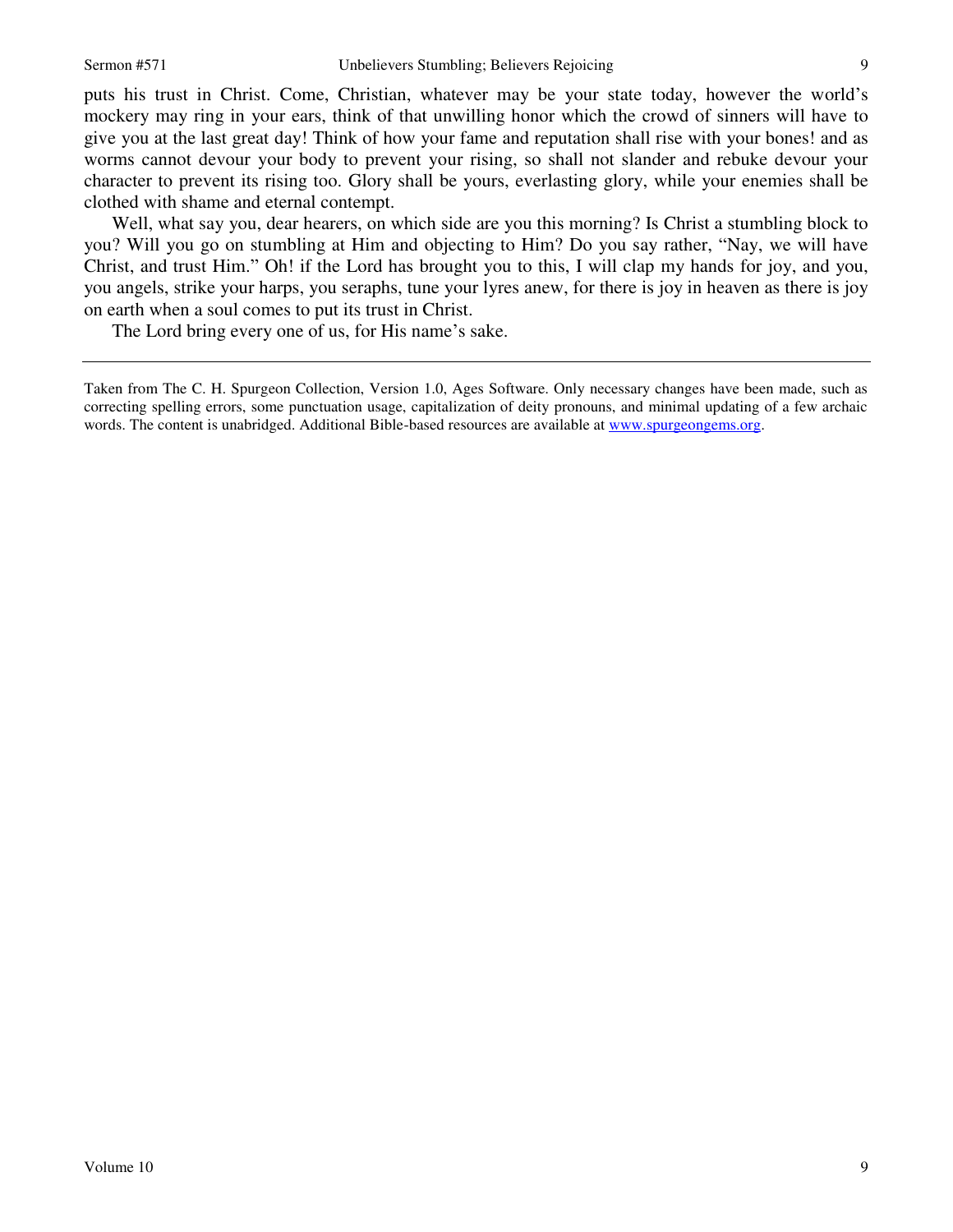puts his trust in Christ. Come, Christian, whatever may be your state today, however the world's mockery may ring in your ears, think of that unwilling honor which the crowd of sinners will have to give you at the last great day! Think of how your fame and reputation shall rise with your bones! and as worms cannot devour your body to prevent your rising, so shall not slander and rebuke devour your character to prevent its rising too. Glory shall be yours, everlasting glory, while your enemies shall be clothed with shame and eternal contempt.

Well, what say you, dear hearers, on which side are you this morning? Is Christ a stumbling block to you? Will you go on stumbling at Him and objecting to Him? Do you say rather, "Nay, we will have Christ, and trust Him." Oh! if the Lord has brought you to this, I will clap my hands for joy, and you, you angels, strike your harps, you seraphs, tune your lyres anew, for there is joy in heaven as there is joy on earth when a soul comes to put its trust in Christ.

The Lord bring every one of us, for His name's sake.

---

Taken from The C. H. Spurgeon Collection, Version 1.0, Ages Software. Only necessary changes have been made, such as correcting spelling errors, some punctuation usage, capitalization of deity pronouns, and minimal updating of a few archaic words. The content is unabridged. Additional Bible-based resources are available at www.spurgeongems.org.